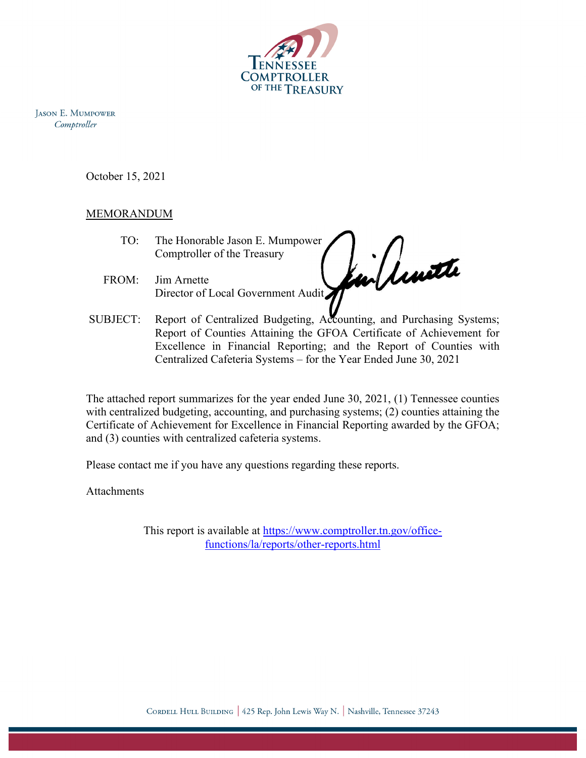TENNESSEE COMPTROLLER OF THE TREASURY

JASON E. MUMPOWER
*Comptroller*

October 15, 2021

MEMORANDUM

TO: The Honorable Jason E. Mumpower
Comptroller of the Treasury

FROM: Jim Arnette
Director of Local Government Audit

SUBJECT: Report of Centralized Budgeting, Accounting, and Purchasing Systems; Report of Counties Attaining the GFOA Certificate of Achievement for Excellence in Financial Reporting; and the Report of Counties with Centralized Cafeteria Systems – for the Year Ended June 30, 2021

The attached report summarizes for the year ended June 30, 2021, (1) Tennessee counties with centralized budgeting, accounting, and purchasing systems; (2) counties attaining the Certificate of Achievement for Excellence in Financial Reporting awarded by the GFOA; and (3) counties with centralized cafeteria systems.

Please contact me if you have any questions regarding these reports.

Attachments

This report is available at https://www.comptroller.tn.gov/office-functions/la/reports/other-reports.html

CORDELL HULL BUILDING | 425 Rep. John Lewis Way N. | Nashville, Tennessee 37243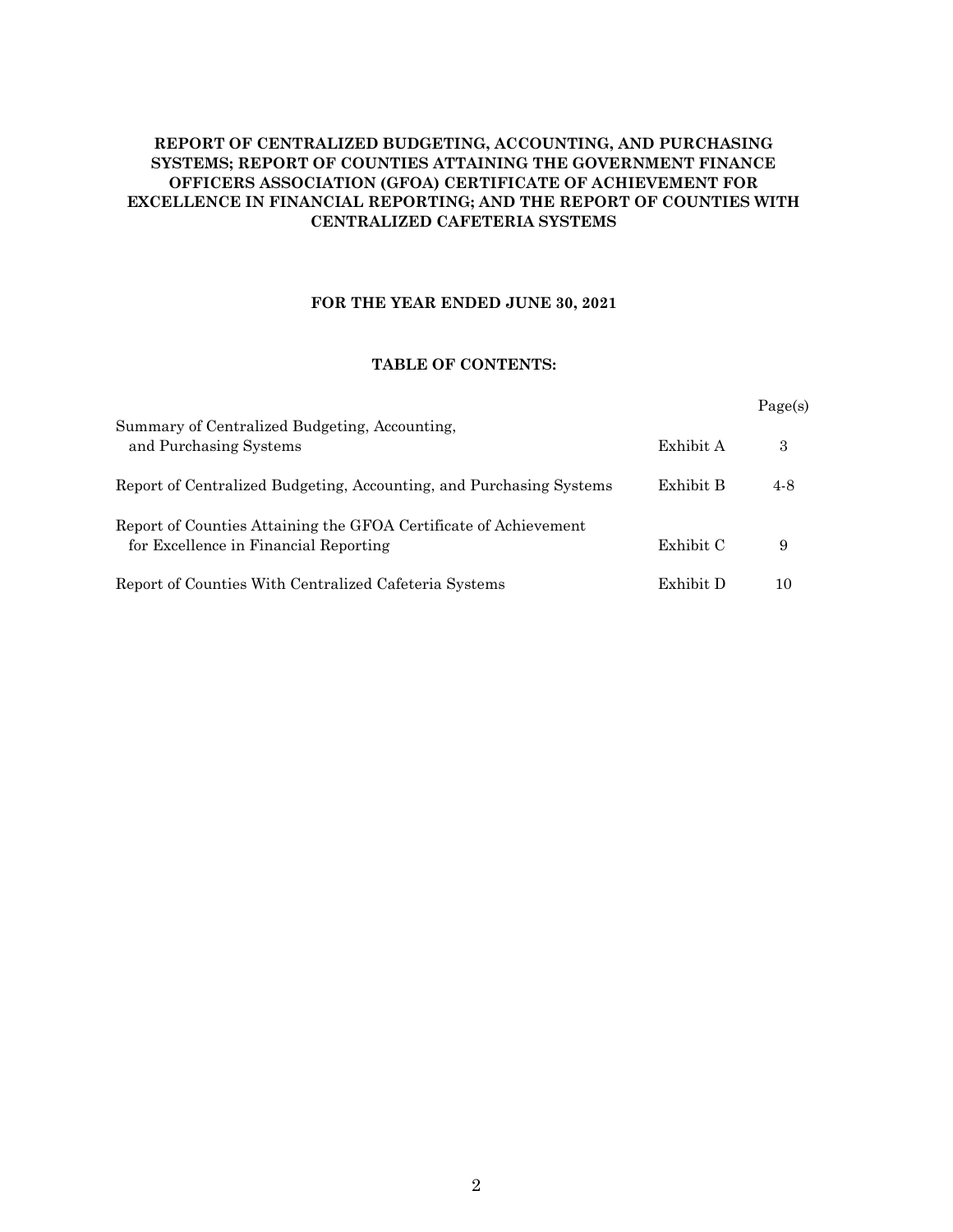**REPORT OF CENTRALIZED BUDGETING, ACCOUNTING, AND PURCHASING SYSTEMS; REPORT OF COUNTIES ATTAINING THE GOVERNMENT FINANCE OFFICERS ASSOCIATION (GFOA) CERTIFICATE OF ACHIEVEMENT FOR EXCELLENCE IN FINANCIAL REPORTING; AND THE REPORT OF COUNTIES WITH CENTRALIZED CAFETERIA SYSTEMS**

**FOR THE YEAR ENDED JUNE 30, 2021**

**TABLE OF CONTENTS:**

| | | Page(s) |
|---|---|---|
| Summary of Centralized Budgeting, Accounting, and Purchasing Systems | Exhibit A | 3 |
| Report of Centralized Budgeting, Accounting, and Purchasing Systems | Exhibit B | 4-8 |
| Report of Counties Attaining the GFOA Certificate of Achievement for Excellence in Financial Reporting | Exhibit C | 9 |
| Report of Counties With Centralized Cafeteria Systems | Exhibit D | 10 |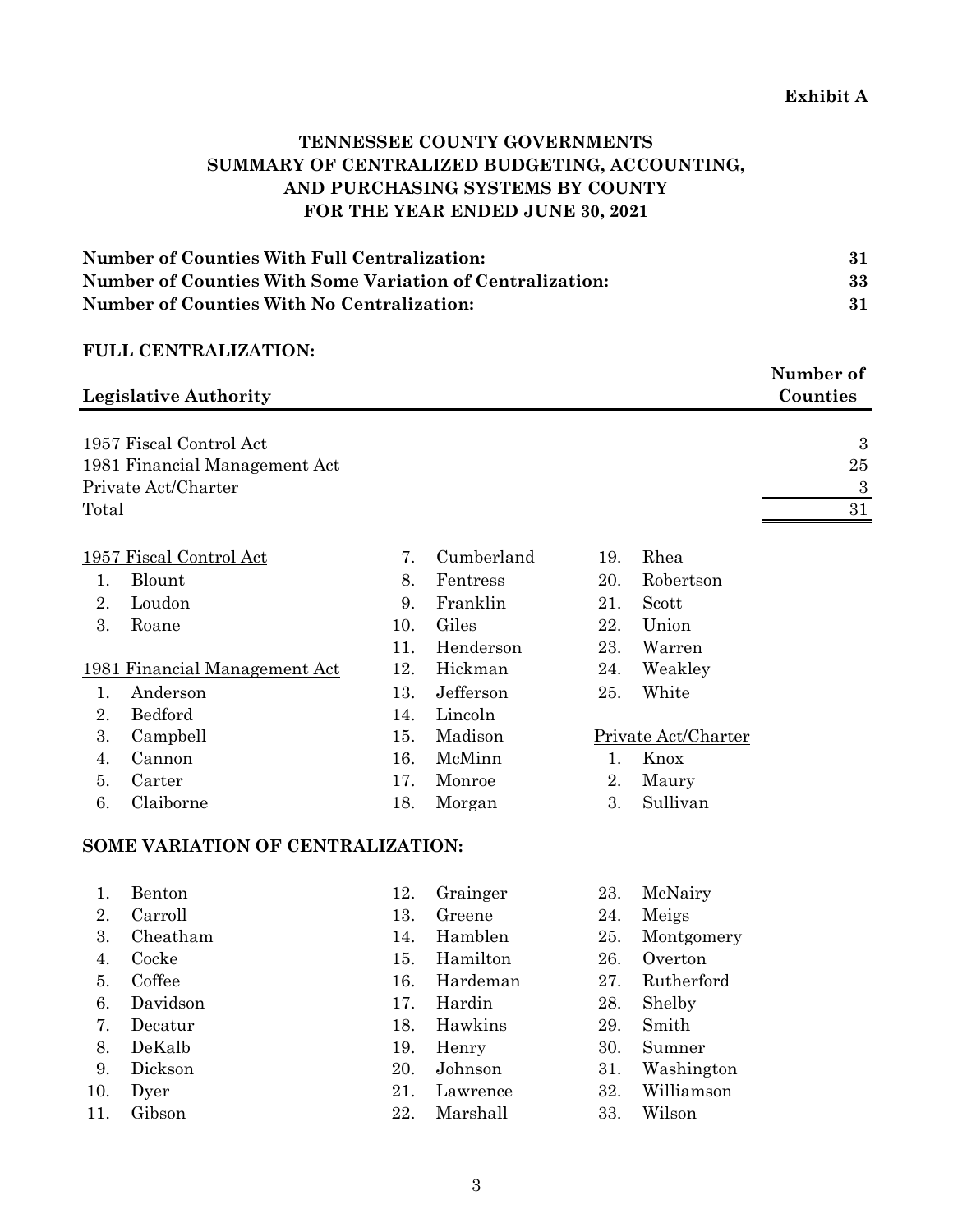**Exhibit A**

# TENNESSEE COUNTY GOVERNMENTS
# SUMMARY OF CENTRALIZED BUDGETING, ACCOUNTING, AND PURCHASING SYSTEMS BY COUNTY
# FOR THE YEAR ENDED JUNE 30, 2021

| | |
|---|---|
| **Number of Counties With Full Centralization:** | **31** |
| **Number of Counties With Some Variation of Centralization:** | **33** |
| **Number of Counties With No Centralization:** | **31** |

## FULL CENTRALIZATION:

| Legislative Authority | Number of Counties |
|---|---|
| 1957 Fiscal Control Act | 3 |
| 1981 Financial Management Act | 25 |
| Private Act/Charter | 3 |
| Total | 31 |

1957 Fiscal Control Act

1. Blount
2. Loudon
3. Roane

1981 Financial Management Act

1. Anderson
2. Bedford
3. Campbell
4. Cannon
5. Carter
6. Claiborne
7. Cumberland
8. Fentress
9. Franklin
10. Giles
11. Henderson
12. Hickman
13. Jefferson
14. Lincoln
15. Madison
16. McMinn
17. Monroe
18. Morgan
19. Rhea
20. Robertson
21. Scott
22. Union
23. Warren
24. Weakley
25. White

Private Act/Charter

1. Knox
2. Maury
3. Sullivan

## SOME VARIATION OF CENTRALIZATION:

1. Benton
2. Carroll
3. Cheatham
4. Cocke
5. Coffee
6. Davidson
7. Decatur
8. DeKalb
9. Dickson
10. Dyer
11. Gibson
12. Grainger
13. Greene
14. Hamblen
15. Hamilton
16. Hardeman
17. Hardin
18. Hawkins
19. Henry
20. Johnson
21. Lawrence
22. Marshall
23. McNairy
24. Meigs
25. Montgomery
26. Overton
27. Rutherford
28. Shelby
29. Smith
30. Sumner
31. Washington
32. Williamson
33. Wilson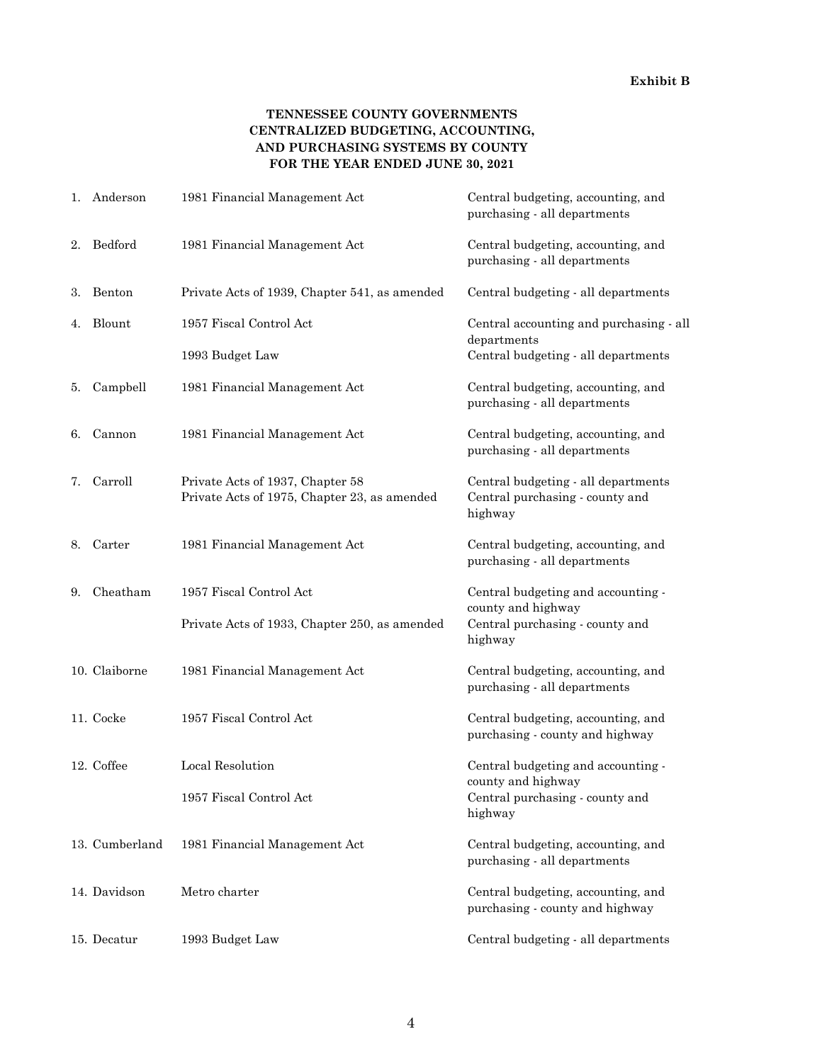**Exhibit B**

# TENNESSEE COUNTY GOVERNMENTS
# CENTRALIZED BUDGETING, ACCOUNTING, AND PURCHASING SYSTEMS BY COUNTY
# FOR THE YEAR ENDED JUNE 30, 2021

| County | Authority | System |
|---|---|---|
| 1. Anderson | 1981 Financial Management Act | Central budgeting, accounting, and purchasing - all departments |
| 2. Bedford | 1981 Financial Management Act | Central budgeting, accounting, and purchasing - all departments |
| 3. Benton | Private Acts of 1939, Chapter 541, as amended | Central budgeting - all departments |
| 4. Blount | 1957 Fiscal Control Act | Central accounting and purchasing - all departments |
| | 1993 Budget Law | Central budgeting - all departments |
| 5. Campbell | 1981 Financial Management Act | Central budgeting, accounting, and purchasing - all departments |
| 6. Cannon | 1981 Financial Management Act | Central budgeting, accounting, and purchasing - all departments |
| 7. Carroll | Private Acts of 1937, Chapter 58 | Central budgeting - all departments |
| | Private Acts of 1975, Chapter 23, as amended | Central purchasing - county and highway |
| 8. Carter | 1981 Financial Management Act | Central budgeting, accounting, and purchasing - all departments |
| 9. Cheatham | 1957 Fiscal Control Act | Central budgeting and accounting - county and highway |
| | Private Acts of 1933, Chapter 250, as amended | Central purchasing - county and highway |
| 10. Claiborne | 1981 Financial Management Act | Central budgeting, accounting, and purchasing - all departments |
| 11. Cocke | 1957 Fiscal Control Act | Central budgeting, accounting, and purchasing - county and highway |
| 12. Coffee | Local Resolution | Central budgeting and accounting - county and highway |
| | 1957 Fiscal Control Act | Central purchasing - county and highway |
| 13. Cumberland | 1981 Financial Management Act | Central budgeting, accounting, and purchasing - all departments |
| 14. Davidson | Metro charter | Central budgeting, accounting, and purchasing - county and highway |
| 15. Decatur | 1993 Budget Law | Central budgeting - all departments |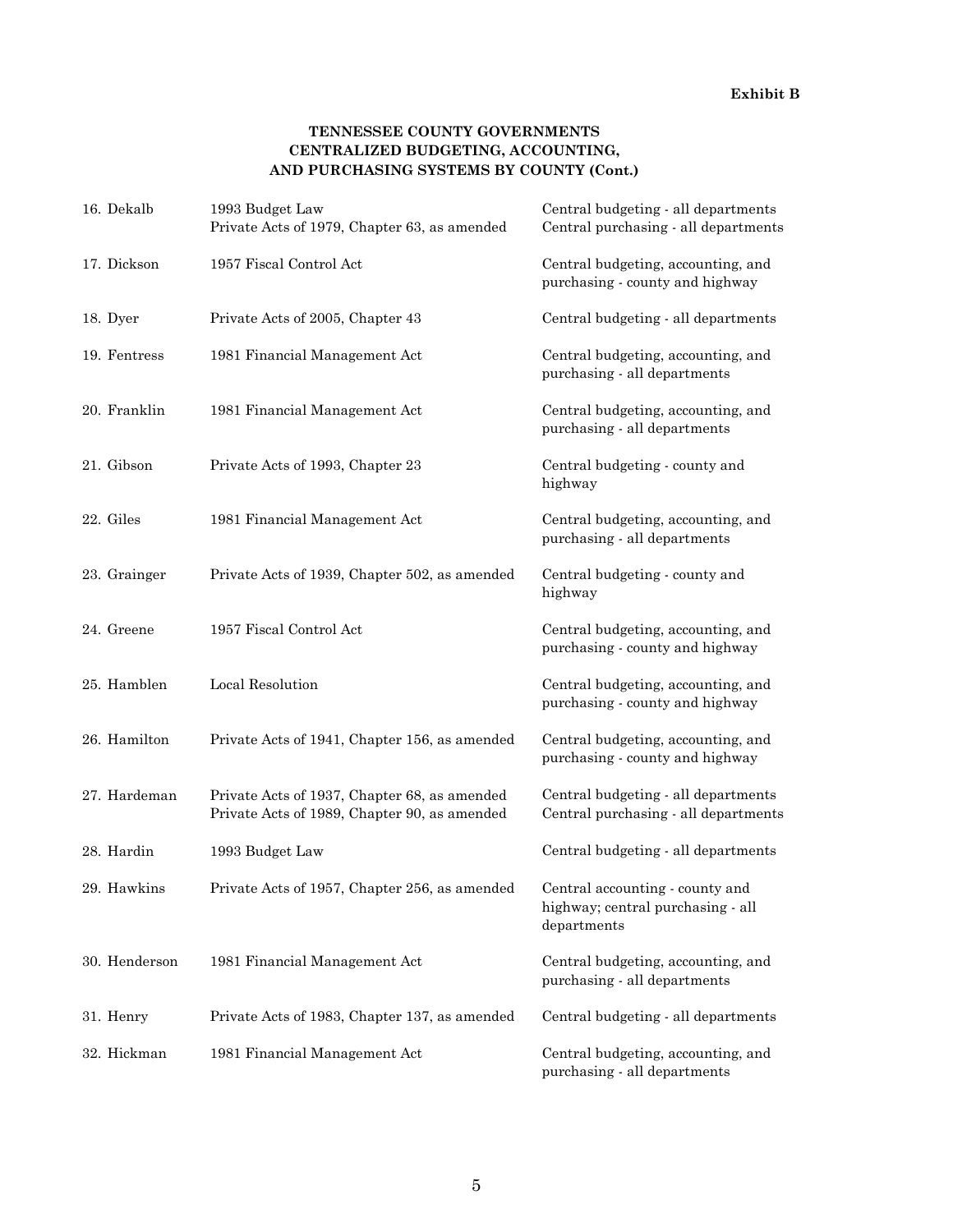**Exhibit B**

**TENNESSEE COUNTY GOVERNMENTS**
**CENTRALIZED BUDGETING, ACCOUNTING,**
**AND PURCHASING SYSTEMS BY COUNTY (Cont.)**

| County | Authority | System |
|---|---|---|
| 16. Dekalb | 1993 Budget Law<br>Private Acts of 1979, Chapter 63, as amended | Central budgeting - all departments<br>Central purchasing - all departments |
| 17. Dickson | 1957 Fiscal Control Act | Central budgeting, accounting, and purchasing - county and highway |
| 18. Dyer | Private Acts of 2005, Chapter 43 | Central budgeting - all departments |
| 19. Fentress | 1981 Financial Management Act | Central budgeting, accounting, and purchasing - all departments |
| 20. Franklin | 1981 Financial Management Act | Central budgeting, accounting, and purchasing - all departments |
| 21. Gibson | Private Acts of 1993, Chapter 23 | Central budgeting - county and highway |
| 22. Giles | 1981 Financial Management Act | Central budgeting, accounting, and purchasing - all departments |
| 23. Grainger | Private Acts of 1939, Chapter 502, as amended | Central budgeting - county and highway |
| 24. Greene | 1957 Fiscal Control Act | Central budgeting, accounting, and purchasing - county and highway |
| 25. Hamblen | Local Resolution | Central budgeting, accounting, and purchasing - county and highway |
| 26. Hamilton | Private Acts of 1941, Chapter 156, as amended | Central budgeting, accounting, and purchasing - county and highway |
| 27. Hardeman | Private Acts of 1937, Chapter 68, as amended<br>Private Acts of 1989, Chapter 90, as amended | Central budgeting - all departments<br>Central purchasing - all departments |
| 28. Hardin | 1993 Budget Law | Central budgeting - all departments |
| 29. Hawkins | Private Acts of 1957, Chapter 256, as amended | Central accounting - county and highway; central purchasing - all departments |
| 30. Henderson | 1981 Financial Management Act | Central budgeting, accounting, and purchasing - all departments |
| 31. Henry | Private Acts of 1983, Chapter 137, as amended | Central budgeting - all departments |
| 32. Hickman | 1981 Financial Management Act | Central budgeting, accounting, and purchasing - all departments |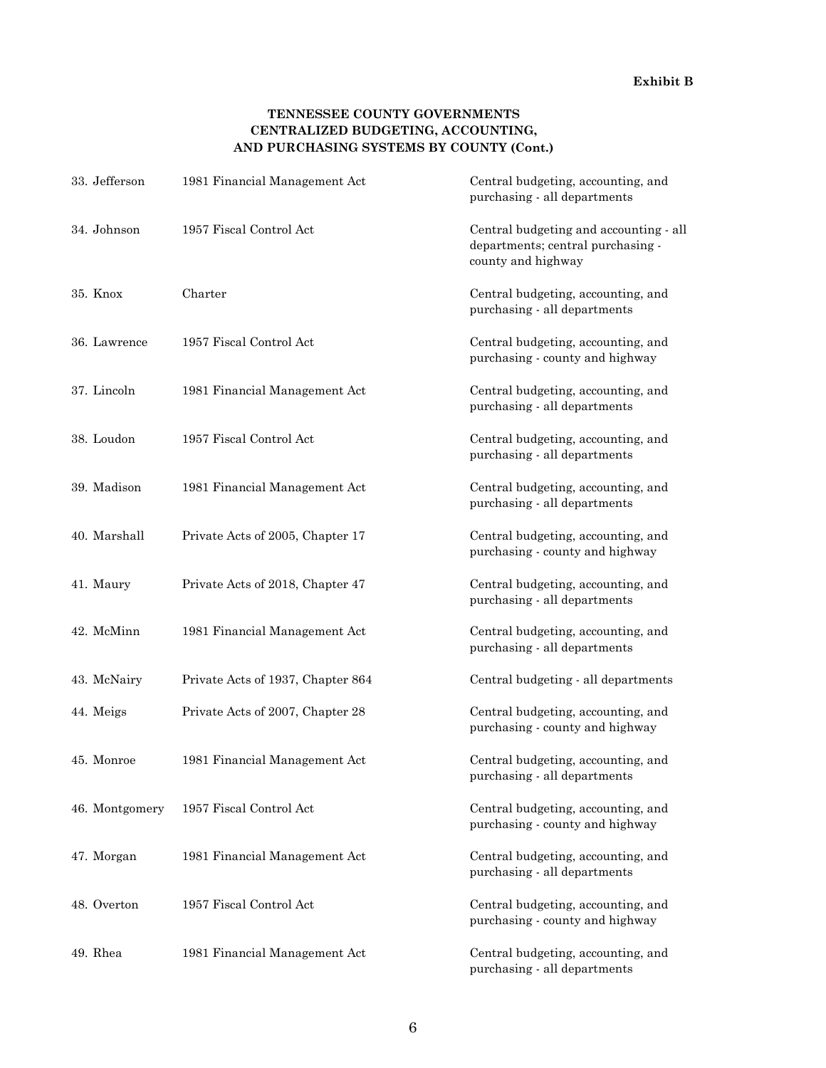**Exhibit B**

### TENNESSEE COUNTY GOVERNMENTS CENTRALIZED BUDGETING, ACCOUNTING, AND PURCHASING SYSTEMS BY COUNTY (Cont.)

| | | |
|---|---|---|
| 33. Jefferson | 1981 Financial Management Act | Central budgeting, accounting, and purchasing - all departments |
| 34. Johnson | 1957 Fiscal Control Act | Central budgeting and accounting - all departments; central purchasing - county and highway |
| 35. Knox | Charter | Central budgeting, accounting, and purchasing - all departments |
| 36. Lawrence | 1957 Fiscal Control Act | Central budgeting, accounting, and purchasing - county and highway |
| 37. Lincoln | 1981 Financial Management Act | Central budgeting, accounting, and purchasing - all departments |
| 38. Loudon | 1957 Fiscal Control Act | Central budgeting, accounting, and purchasing - all departments |
| 39. Madison | 1981 Financial Management Act | Central budgeting, accounting, and purchasing - all departments |
| 40. Marshall | Private Acts of 2005, Chapter 17 | Central budgeting, accounting, and purchasing - county and highway |
| 41. Maury | Private Acts of 2018, Chapter 47 | Central budgeting, accounting, and purchasing - all departments |
| 42. McMinn | 1981 Financial Management Act | Central budgeting, accounting, and purchasing - all departments |
| 43. McNairy | Private Acts of 1937, Chapter 864 | Central budgeting - all departments |
| 44. Meigs | Private Acts of 2007, Chapter 28 | Central budgeting, accounting, and purchasing - county and highway |
| 45. Monroe | 1981 Financial Management Act | Central budgeting, accounting, and purchasing - all departments |
| 46. Montgomery | 1957 Fiscal Control Act | Central budgeting, accounting, and purchasing - county and highway |
| 47. Morgan | 1981 Financial Management Act | Central budgeting, accounting, and purchasing - all departments |
| 48. Overton | 1957 Fiscal Control Act | Central budgeting, accounting, and purchasing - county and highway |
| 49. Rhea | 1981 Financial Management Act | Central budgeting, accounting, and purchasing - all departments |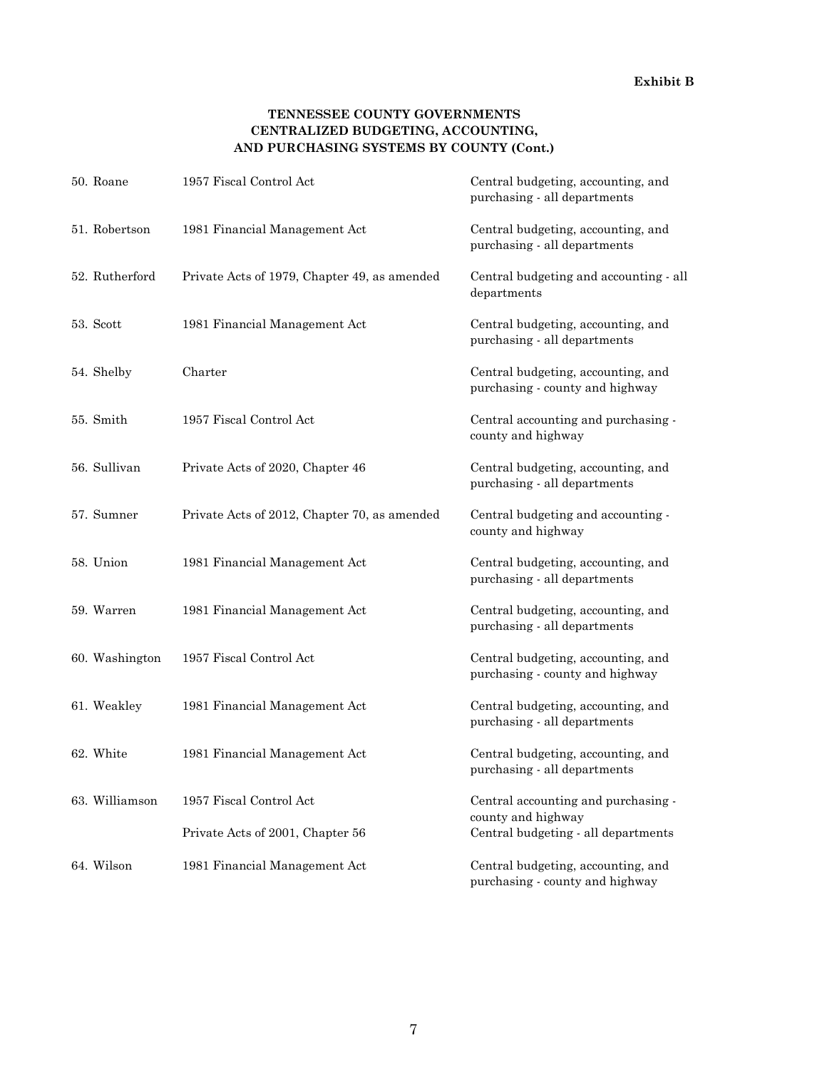**Exhibit B**

**TENNESSEE COUNTY GOVERNMENTS**
**CENTRALIZED BUDGETING, ACCOUNTING,**
**AND PURCHASING SYSTEMS BY COUNTY (Cont.)**

| | | |
|---|---|---|
| 50. Roane | 1957 Fiscal Control Act | Central budgeting, accounting, and purchasing - all departments |
| 51. Robertson | 1981 Financial Management Act | Central budgeting, accounting, and purchasing - all departments |
| 52. Rutherford | Private Acts of 1979, Chapter 49, as amended | Central budgeting and accounting - all departments |
| 53. Scott | 1981 Financial Management Act | Central budgeting, accounting, and purchasing - all departments |
| 54. Shelby | Charter | Central budgeting, accounting, and purchasing - county and highway |
| 55. Smith | 1957 Fiscal Control Act | Central accounting and purchasing - county and highway |
| 56. Sullivan | Private Acts of 2020, Chapter 46 | Central budgeting, accounting, and purchasing - all departments |
| 57. Sumner | Private Acts of 2012, Chapter 70, as amended | Central budgeting and accounting - county and highway |
| 58. Union | 1981 Financial Management Act | Central budgeting, accounting, and purchasing - all departments |
| 59. Warren | 1981 Financial Management Act | Central budgeting, accounting, and purchasing - all departments |
| 60. Washington | 1957 Fiscal Control Act | Central budgeting, accounting, and purchasing - county and highway |
| 61. Weakley | 1981 Financial Management Act | Central budgeting, accounting, and purchasing - all departments |
| 62. White | 1981 Financial Management Act | Central budgeting, accounting, and purchasing - all departments |
| 63. Williamson | 1957 Fiscal Control Act | Central accounting and purchasing - county and highway |
| | Private Acts of 2001, Chapter 56 | Central budgeting - all departments |
| 64. Wilson | 1981 Financial Management Act | Central budgeting, accounting, and purchasing - county and highway |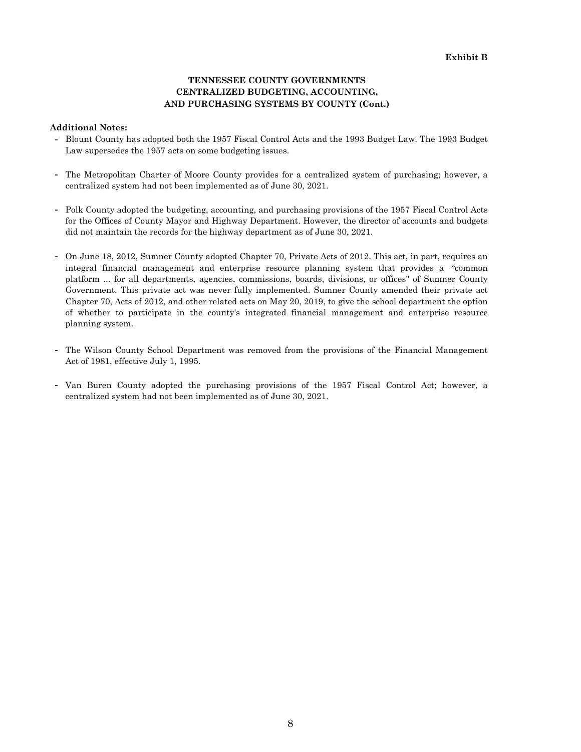**Exhibit B**

**TENNESSEE COUNTY GOVERNMENTS
CENTRALIZED BUDGETING, ACCOUNTING,
AND PURCHASING SYSTEMS BY COUNTY (Cont.)**

**Additional Notes:**

- Blount County has adopted both the 1957 Fiscal Control Acts and the 1993 Budget Law. The 1993 Budget Law supersedes the 1957 acts on some budgeting issues.

- The Metropolitan Charter of Moore County provides for a centralized system of purchasing; however, a centralized system had not been implemented as of June 30, 2021.

- Polk County adopted the budgeting, accounting, and purchasing provisions of the 1957 Fiscal Control Acts for the Offices of County Mayor and Highway Department. However, the director of accounts and budgets did not maintain the records for the highway department as of June 30, 2021.

- On June 18, 2012, Sumner County adopted Chapter 70, Private Acts of 2012. This act, in part, requires an integral financial management and enterprise resource planning system that provides a "common platform ... for all departments, agencies, commissions, boards, divisions, or offices" of Sumner County Government. This private act was never fully implemented. Sumner County amended their private act Chapter 70, Acts of 2012, and other related acts on May 20, 2019, to give the school department the option of whether to participate in the county's integrated financial management and enterprise resource planning system.

- The Wilson County School Department was removed from the provisions of the Financial Management Act of 1981, effective July 1, 1995.

- Van Buren County adopted the purchasing provisions of the 1957 Fiscal Control Act; however, a centralized system had not been implemented as of June 30, 2021.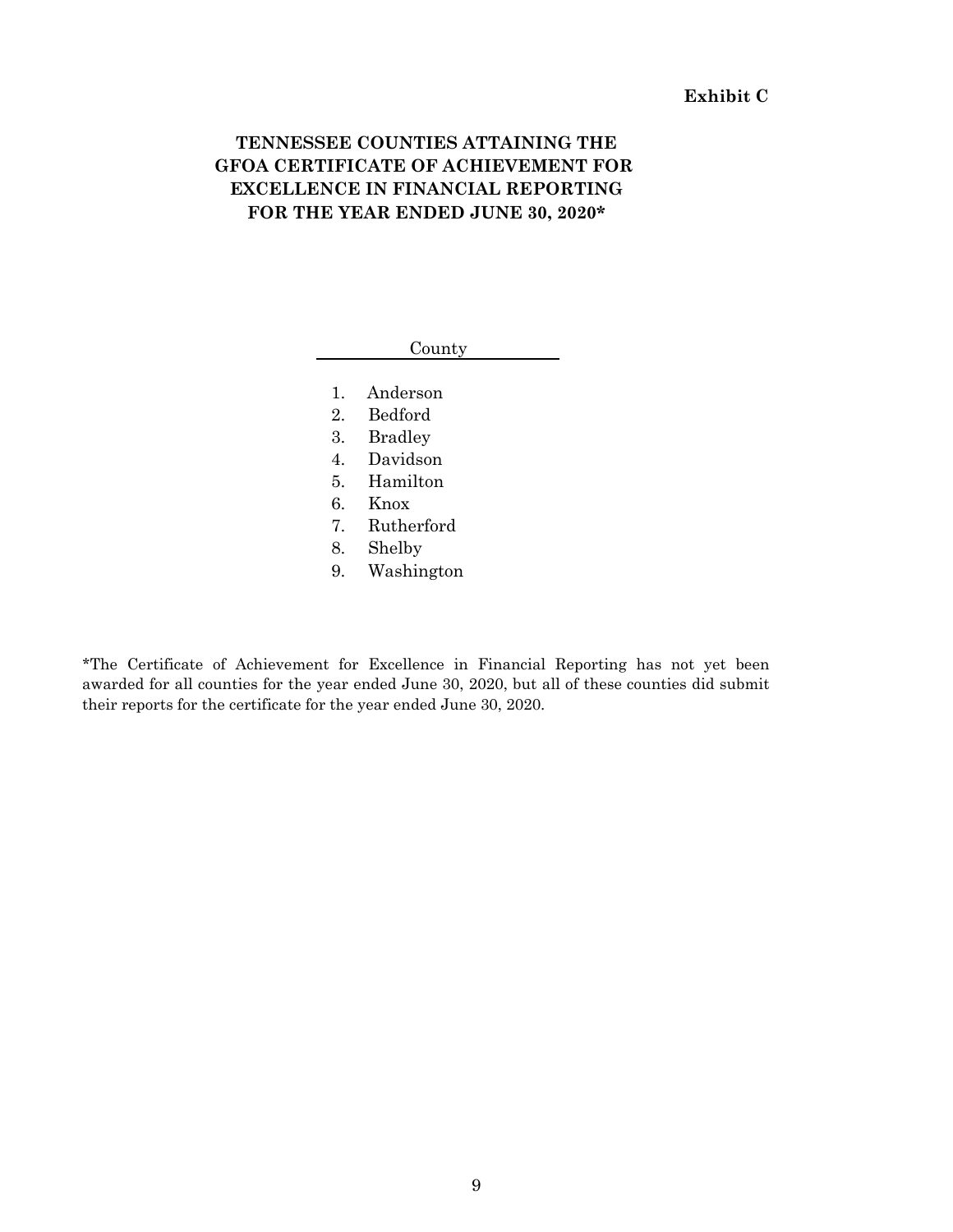**Exhibit C**

# TENNESSEE COUNTIES ATTAINING THE GFOA CERTIFICATE OF ACHIEVEMENT FOR EXCELLENCE IN FINANCIAL REPORTING FOR THE YEAR ENDED JUNE 30, 2020*

| County |
| --- |
| 1. Anderson |
| 2. Bedford |
| 3. Bradley |
| 4. Davidson |
| 5. Hamilton |
| 6. Knox |
| 7. Rutherford |
| 8. Shelby |
| 9. Washington |

*The Certificate of Achievement for Excellence in Financial Reporting has not yet been awarded for all counties for the year ended June 30, 2020, but all of these counties did submit their reports for the certificate for the year ended June 30, 2020.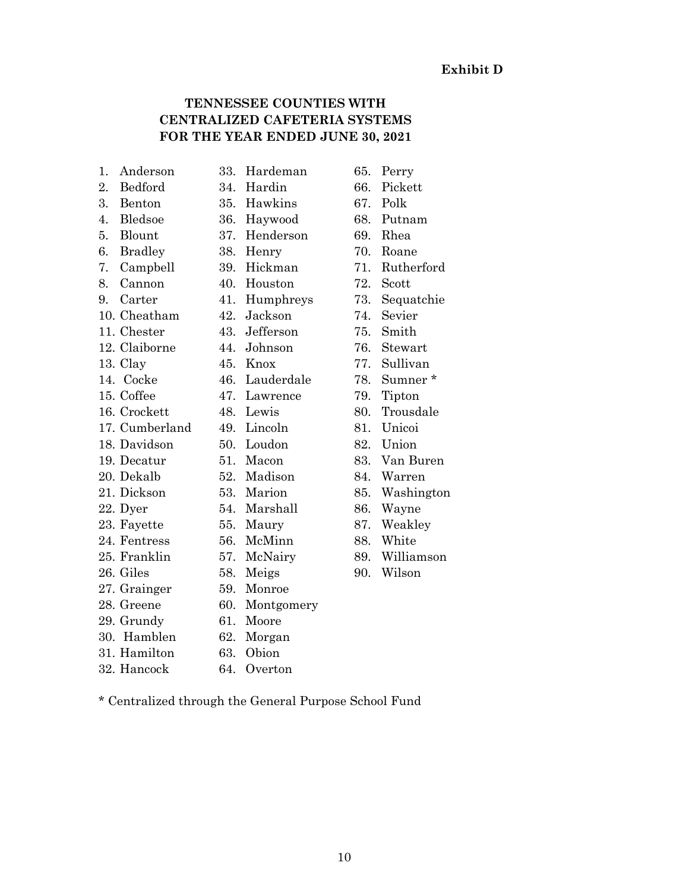**Exhibit D**

## TENNESSEE COUNTIES WITH CENTRALIZED CAFETERIA SYSTEMS FOR THE YEAR ENDED JUNE 30, 2021

1. Anderson
2. Bedford
3. Benton
4. Bledsoe
5. Blount
6. Bradley
7. Campbell
8. Cannon
9. Carter
10. Cheatham
11. Chester
12. Claiborne
13. Clay
14. Cocke
15. Coffee
16. Crockett
17. Cumberland
18. Davidson
19. Decatur
20. Dekalb
21. Dickson
22. Dyer
23. Fayette
24. Fentress
25. Franklin
26. Giles
27. Grainger
28. Greene
29. Grundy
30. Hamblen
31. Hamilton
32. Hancock
33. Hardeman
34. Hardin
35. Hawkins
36. Haywood
37. Henderson
38. Henry
39. Hickman
40. Houston
41. Humphreys
42. Jackson
43. Jefferson
44. Johnson
45. Knox
46. Lauderdale
47. Lawrence
48. Lewis
49. Lincoln
50. Loudon
51. Macon
52. Madison
53. Marion
54. Marshall
55. Maury
56. McMinn
57. McNairy
58. Meigs
59. Monroe
60. Montgomery
61. Moore
62. Morgan
63. Obion
64. Overton
65. Perry
66. Pickett
67. Polk
68. Putnam
69. Rhea
70. Roane
71. Rutherford
72. Scott
73. Sequatchie
74. Sevier
75. Smith
76. Stewart
77. Sullivan
78. Sumner *
79. Tipton
80. Trousdale
81. Unicoi
82. Union
83. Van Buren
84. Warren
85. Washington
86. Wayne
87. Weakley
88. White
89. Williamson
90. Wilson

* Centralized through the General Purpose School Fund